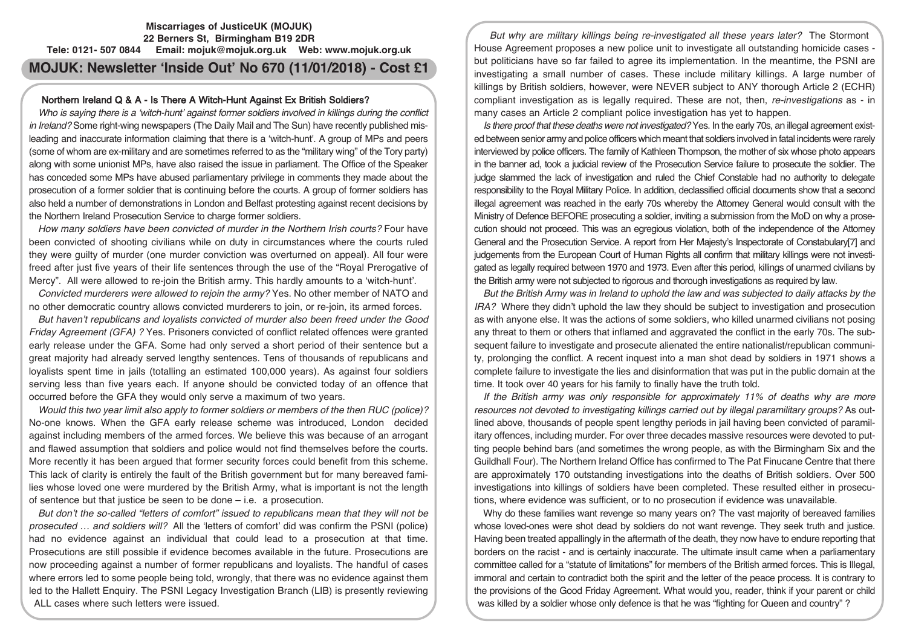**Miscarriages of JusticeUK (MOJUK)**
**22 Berners St, Birmingham B19 2DR**
**Tele: 0121- 507 0844 Email: mojuk@mojuk.org.uk Web: www.mojuk.org.uk**

# MOJUK: Newsletter 'Inside Out' No 670 (11/01/2018) - Cost £1

## Northern Ireland Q & A - Is There A Witch-Hunt Against Ex British Soldiers?

*Who is saying there is a 'witch-hunt' against former soldiers involved in killings during the conflict in Ireland?* Some right-wing newspapers (The Daily Mail and The Sun) have recently published misleading and inaccurate information claiming that there is a 'witch-hunt'. A group of MPs and peers (some of whom are ex-military and are sometimes referred to as the "military wing" of the Tory party) along with some unionist MPs, have also raised the issue in parliament. The Office of the Speaker has conceded some MPs have abused parliamentary privilege in comments they made about the prosecution of a former soldier that is continuing before the courts. A group of former soldiers has also held a number of demonstrations in London and Belfast protesting against recent decisions by the Northern Ireland Prosecution Service to charge former soldiers.

*How many soldiers have been convicted of murder in the Northern Irish courts?* Four have been convicted of shooting civilians while on duty in circumstances where the courts ruled they were guilty of murder (one murder conviction was overturned on appeal). All four were freed after just five years of their life sentences through the use of the "Royal Prerogative of Mercy". All were allowed to re-join the British army. This hardly amounts to a 'witch-hunt'.

*Convicted murderers were allowed to rejoin the army?* Yes. No other member of NATO and no other democratic country allows convicted murderers to join, or re-join, its armed forces.

*But haven't republicans and loyalists convicted of murder also been freed under the Good Friday Agreement (GFA) ?* Yes. Prisoners convicted of conflict related offences were granted early release under the GFA. Some had only served a short period of their sentence but a great majority had already served lengthy sentences. Tens of thousands of republicans and loyalists spent time in jails (totalling an estimated 100,000 years). As against four soldiers serving less than five years each. If anyone should be convicted today of an offence that occurred before the GFA they would only serve a maximum of two years.

*Would this two year limit also apply to former soldiers or members of the then RUC (police)?* No-one knows. When the GFA early release scheme was introduced, London decided against including members of the armed forces. We believe this was because of an arrogant and flawed assumption that soldiers and police would not find themselves before the courts. More recently it has been argued that former security forces could benefit from this scheme. This lack of clarity is entirely the fault of the British government but for many bereaved families whose loved one were murdered by the British Army, what is important is not the length of sentence but that justice be seen to be done – i.e. a prosecution.

*But don't the so-called "letters of comfort" issued to republicans mean that they will not be prosecuted … and soldiers will?* All the 'letters of comfort' did was confirm the PSNI (police) had no evidence against an individual that could lead to a prosecution at that time. Prosecutions are still possible if evidence becomes available in the future. Prosecutions are now proceeding against a number of former republicans and loyalists. The handful of cases where errors led to some people being told, wrongly, that there was no evidence against them led to the Hallett Enquiry. The PSNI Legacy Investigation Branch (LIB) is presently reviewing ALL cases where such letters were issued.

*But why are military killings being re-investigated all these years later?* The Stormont House Agreement proposes a new police unit to investigate all outstanding homicide cases - but politicians have so far failed to agree its implementation. In the meantime, the PSNI are investigating a small number of cases. These include military killings. A large number of killings by British soldiers, however, were NEVER subject to ANY thorough Article 2 (ECHR) compliant investigation as is legally required. These are not, then, *re-investigations* as - in many cases an Article 2 compliant police investigation has yet to happen.

*Is there proof that these deaths were not investigated?* Yes. In the early 70s, an illegal agreement existed between senior army and police officers which meant that soldiers involved in fatal incidents were rarely interviewed by police officers. The family of Kathleen Thompson, the mother of six whose photo appears in the banner ad, took a judicial review of the Prosecution Service failure to prosecute the soldier. The judge slammed the lack of investigation and ruled the Chief Constable had no authority to delegate responsibility to the Royal Military Police. In addition, declassified official documents show that a second illegal agreement was reached in the early 70s whereby the Attorney General would consult with the Ministry of Defence BEFORE prosecuting a soldier, inviting a submission from the MoD on why a prosecution should not proceed. This was an egregious violation, both of the independence of the Attorney General and the Prosecution Service. A report from Her Majesty's Inspectorate of Constabulary[7] and judgements from the European Court of Human Rights all confirm that military killings were not investigated as legally required between 1970 and 1973. Even after this period, killings of unarmed civilians by the British army were not subjected to rigorous and thorough investigations as required by law.

*But the British Army was in Ireland to uphold the law and was subjected to daily attacks by the IRA?* Where they didn't uphold the law they should be subject to investigation and prosecution as with anyone else. It was the actions of some soldiers, who killed unarmed civilians not posing any threat to them or others that inflamed and aggravated the conflict in the early 70s. The subsequent failure to investigate and prosecute alienated the entire nationalist/republican community, prolonging the conflict. A recent inquest into a man shot dead by soldiers in 1971 shows a complete failure to investigate the lies and disinformation that was put in the public domain at the time. It took over 40 years for his family to finally have the truth told.

*If the British army was only responsible for approximately 11% of deaths why are more resources not devoted to investigating killings carried out by illegal paramilitary groups?* As outlined above, thousands of people spent lengthy periods in jail having been convicted of paramilitary offences, including murder. For over three decades massive resources were devoted to putting people behind bars (and sometimes the wrong people, as with the Birmingham Six and the Guildhall Four). The Northern Ireland Office has confirmed to The Pat Finucane Centre that there are approximately 170 outstanding investigations into the deaths of British soldiers. Over 500 investigations into killings of soldiers have been completed. These resulted either in prosecutions, where evidence was sufficient, or to no prosecution if evidence was unavailable.

Why do these families want revenge so many years on? The vast majority of bereaved families whose loved-ones were shot dead by soldiers do not want revenge. They seek truth and justice. Having been treated appallingly in the aftermath of the death, they now have to endure reporting that borders on the racist - and is certainly inaccurate. The ultimate insult came when a parliamentary committee called for a "statute of limitations" for members of the British armed forces. This is Illegal, immoral and certain to contradict both the spirit and the letter of the peace process. It is contrary to the provisions of the Good Friday Agreement. What would you, reader, think if your parent or child was killed by a soldier whose only defence is that he was "fighting for Queen and country" ?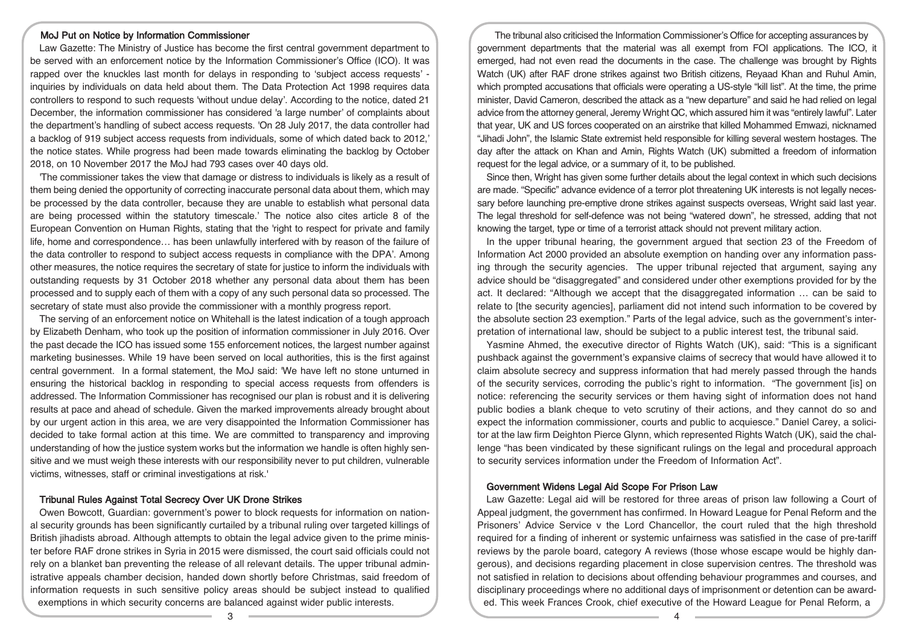### MoJ Put on Notice by Information Commissioner

Law Gazette: The Ministry of Justice has become the first central government department to be served with an enforcement notice by the Information Commissioner's Office (ICO). It was rapped over the knuckles last month for delays in responding to 'subject access requests' - inquiries by individuals on data held about them. The Data Protection Act 1998 requires data controllers to respond to such requests 'without undue delay'. According to the notice, dated 21 December, the information commissioner has considered 'a large number' of complaints about the department's handling of subect access requests. 'On 28 July 2017, the data controller had a backlog of 919 subject access requests from individuals, some of which dated back to 2012,' the notice states. While progress had been made towards eliminating the backlog by October 2018, on 10 November 2017 the MoJ had 793 cases over 40 days old.

'The commissioner takes the view that damage or distress to individuals is likely as a result of them being denied the opportunity of correcting inaccurate personal data about them, which may be processed by the data controller, because they are unable to establish what personal data are being processed within the statutory timescale.' The notice also cites article 8 of the European Convention on Human Rights, stating that the 'right to respect for private and family life, home and correspondence… has been unlawfully interfered with by reason of the failure of the data controller to respond to subject access requests in compliance with the DPA'. Among other measures, the notice requires the secretary of state for justice to inform the individuals with outstanding requests by 31 October 2018 whether any personal data about them has been processed and to supply each of them with a copy of any such personal data so processed. The secretary of state must also provide the commissioner with a monthly progress report.

The serving of an enforcement notice on Whitehall is the latest indication of a tough approach by Elizabeth Denham, who took up the position of information commissioner in July 2016. Over the past decade the ICO has issued some 155 enforcement notices, the largest number against marketing businesses. While 19 have been served on local authorities, this is the first against central government. In a formal statement, the MoJ said: 'We have left no stone unturned in ensuring the historical backlog in responding to special access requests from offenders is addressed. The Information Commissioner has recognised our plan is robust and it is delivering results at pace and ahead of schedule. Given the marked improvements already brought about by our urgent action in this area, we are very disappointed the Information Commissioner has decided to take formal action at this time. We are committed to transparency and improving understanding of how the justice system works but the information we handle is often highly sensitive and we must weigh these interests with our responsibility never to put children, vulnerable victims, witnesses, staff or criminal investigations at risk.'

### Tribunal Rules Against Total Secrecy Over UK Drone Strikes

Owen Bowcott, Guardian: government's power to block requests for information on national security grounds has been significantly curtailed by a tribunal ruling over targeted killings of British jihadists abroad. Although attempts to obtain the legal advice given to the prime minister before RAF drone strikes in Syria in 2015 were dismissed, the court said officials could not rely on a blanket ban preventing the release of all relevant details. The upper tribunal administrative appeals chamber decision, handed down shortly before Christmas, said freedom of information requests in such sensitive policy areas should be subject instead to qualified exemptions in which security concerns are balanced against wider public interests.

The tribunal also criticised the Information Commissioner's Office for accepting assurances by government departments that the material was all exempt from FOI applications. The ICO, it emerged, had not even read the documents in the case. The challenge was brought by Rights Watch (UK) after RAF drone strikes against two British citizens, Reyaad Khan and Ruhul Amin, which prompted accusations that officials were operating a US-style "kill list". At the time, the prime minister, David Cameron, described the attack as a "new departure" and said he had relied on legal advice from the attorney general, Jeremy Wright QC, which assured him it was "entirely lawful". Later that year, UK and US forces cooperated on an airstrike that killed Mohammed Emwazi, nicknamed "Jihadi John", the Islamic State extremist held responsible for killing several western hostages. The day after the attack on Khan and Amin, Rights Watch (UK) submitted a freedom of information request for the legal advice, or a summary of it, to be published.

Since then, Wright has given some further details about the legal context in which such decisions are made. "Specific" advance evidence of a terror plot threatening UK interests is not legally necessary before launching pre-emptive drone strikes against suspects overseas, Wright said last year. The legal threshold for self-defence was not being "watered down", he stressed, adding that not knowing the target, type or time of a terrorist attack should not prevent military action.

In the upper tribunal hearing, the government argued that section 23 of the Freedom of Information Act 2000 provided an absolute exemption on handing over any information passing through the security agencies. The upper tribunal rejected that argument, saying any advice should be "disaggregated" and considered under other exemptions provided for by the act. It declared: "Although we accept that the disaggregated information … can be said to relate to [the security agencies], parliament did not intend such information to be covered by the absolute section 23 exemption." Parts of the legal advice, such as the government's interpretation of international law, should be subject to a public interest test, the tribunal said.

Yasmine Ahmed, the executive director of Rights Watch (UK), said: "This is a significant pushback against the government's expansive claims of secrecy that would have allowed it to claim absolute secrecy and suppress information that had merely passed through the hands of the security services, corroding the public's right to information. "The government [is] on notice: referencing the security services or them having sight of information does not hand public bodies a blank cheque to veto scrutiny of their actions, and they cannot do so and expect the information commissioner, courts and public to acquiesce." Daniel Carey, a solicitor at the law firm Deighton Pierce Glynn, which represented Rights Watch (UK), said the challenge "has been vindicated by these significant rulings on the legal and procedural approach to security services information under the Freedom of Information Act".

### Government Widens Legal Aid Scope For Prison Law

Law Gazette: Legal aid will be restored for three areas of prison law following a Court of Appeal judgment, the government has confirmed. In Howard League for Penal Reform and the Prisoners' Advice Service v the Lord Chancellor, the court ruled that the high threshold required for a finding of inherent or systemic unfairness was satisfied in the case of pre-tariff reviews by the parole board, category A reviews (those whose escape would be highly dangerous), and decisions regarding placement in close supervision centres. The threshold was not satisfied in relation to decisions about offending behaviour programmes and courses, and disciplinary proceedings where no additional days of imprisonment or detention can be awarded. This week Frances Crook, chief executive of the Howard League for Penal Reform, a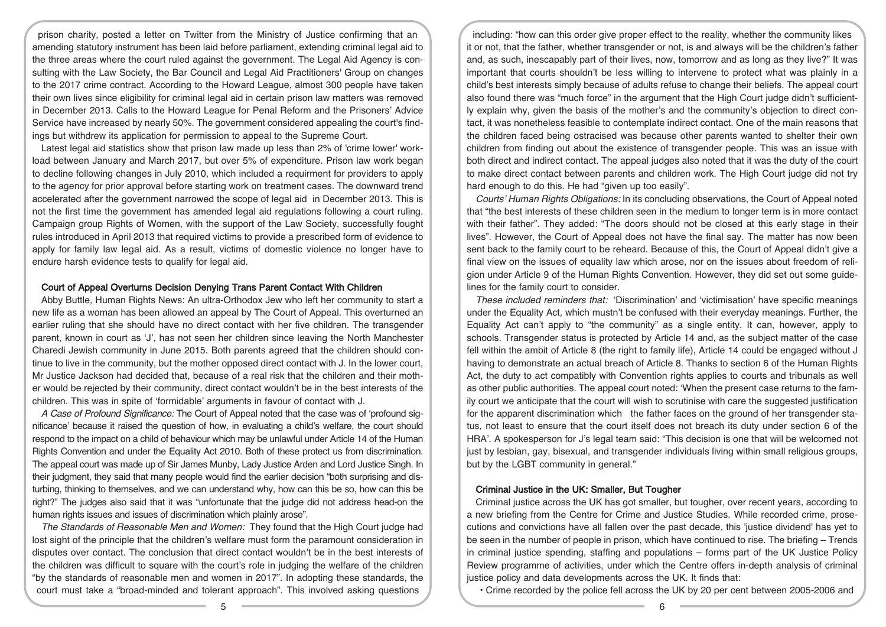prison charity, posted a letter on Twitter from the Ministry of Justice confirming that an amending statutory instrument has been laid before parliament, extending criminal legal aid to the three areas where the court ruled against the government. The Legal Aid Agency is consulting with the Law Society, the Bar Council and Legal Aid Practitioners' Group on changes to the 2017 crime contract. According to the Howard League, almost 300 people have taken their own lives since eligibility for criminal legal aid in certain prison law matters was removed in December 2013. Calls to the Howard League for Penal Reform and the Prisoners' Advice Service have increased by nearly 50%. The government considered appealing the court's findings but withdrew its application for permission to appeal to the Supreme Court.

Latest legal aid statistics show that prison law made up less than 2% of 'crime lower' workload between January and March 2017, but over 5% of expenditure. Prison law work began to decline following changes in July 2010, which included a requirment for providers to apply to the agency for prior approval before starting work on treatment cases. The downward trend accelerated after the government narrowed the scope of legal aid in December 2013. This is not the first time the government has amended legal aid regulations following a court ruling. Campaign group Rights of Women, with the support of the Law Society, successfully fought rules introduced in April 2013 that required victims to provide a prescribed form of evidence to apply for family law legal aid. As a result, victims of domestic violence no longer have to endure harsh evidence tests to qualify for legal aid.

### Court of Appeal Overturns Decision Denying Trans Parent Contact With Children

Abby Buttle, Human Rights News: An ultra-Orthodox Jew who left her community to start a new life as a woman has been allowed an appeal by The Court of Appeal. This overturned an earlier ruling that she should have no direct contact with her five children. The transgender parent, known in court as 'J', has not seen her children since leaving the North Manchester Charedi Jewish community in June 2015. Both parents agreed that the children should continue to live in the community, but the mother opposed direct contact with J. In the lower court, Mr Justice Jackson had decided that, because of a real risk that the children and their mother would be rejected by their community, direct contact wouldn't be in the best interests of the children. This was in spite of 'formidable' arguments in favour of contact with J.

*A Case of Profound Significance:* The Court of Appeal noted that the case was of 'profound significance' because it raised the question of how, in evaluating a child's welfare, the court should respond to the impact on a child of behaviour which may be unlawful under Article 14 of the Human Rights Convention and under the Equality Act 2010. Both of these protect us from discrimination. The appeal court was made up of Sir James Munby, Lady Justice Arden and Lord Justice Singh. In their judgment, they said that many people would find the earlier decision "both surprising and disturbing, thinking to themselves, and we can understand why, how can this be so, how can this be right?" The judges also said that it was "unfortunate that the judge did not address head-on the human rights issues and issues of discrimination which plainly arose".

*The Standards of Reasonable Men and Women:* They found that the High Court judge had lost sight of the principle that the children's welfare must form the paramount consideration in disputes over contact. The conclusion that direct contact wouldn't be in the best interests of the children was difficult to square with the court's role in judging the welfare of the children "by the standards of reasonable men and women in 2017". In adopting these standards, the court must take a "broad-minded and tolerant approach". This involved asking questions including: "how can this order give proper effect to the reality, whether the community likes it or not, that the father, whether transgender or not, is and always will be the children's father and, as such, inescapably part of their lives, now, tomorrow and as long as they live?" It was important that courts shouldn't be less willing to intervene to protect what was plainly in a child's best interests simply because of adults refuse to change their beliefs. The appeal court also found there was "much force" in the argument that the High Court judge didn't sufficiently explain why, given the basis of the mother's and the community's objection to direct contact, it was nonetheless feasible to contemplate indirect contact. One of the main reasons that the children faced being ostracised was because other parents wanted to shelter their own children from finding out about the existence of transgender people. This was an issue with both direct and indirect contact. The appeal judges also noted that it was the duty of the court to make direct contact between parents and children work. The High Court judge did not try hard enough to do this. He had "given up too easily".

*Courts' Human Rights Obligations:* In its concluding observations, the Court of Appeal noted that "the best interests of these children seen in the medium to longer term is in more contact with their father". They added: "The doors should not be closed at this early stage in their lives". However, the Court of Appeal does not have the final say. The matter has now been sent back to the family court to be reheard. Because of this, the Court of Appeal didn't give a final view on the issues of equality law which arose, nor on the issues about freedom of religion under Article 9 of the Human Rights Convention. However, they did set out some guidelines for the family court to consider.

*These included reminders that:* 'Discrimination' and 'victimisation' have specific meanings under the Equality Act, which mustn't be confused with their everyday meanings. Further, the Equality Act can't apply to "the community" as a single entity. It can, however, apply to schools. Transgender status is protected by Article 14 and, as the subject matter of the case fell within the ambit of Article 8 (the right to family life), Article 14 could be engaged without J having to demonstrate an actual breach of Article 8. Thanks to section 6 of the Human Rights Act, the duty to act compatibly with Convention rights applies to courts and tribunals as well as other public authorities. The appeal court noted: 'When the present case returns to the family court we anticipate that the court will wish to scrutinise with care the suggested justification for the apparent discrimination which the father faces on the ground of her transgender status, not least to ensure that the court itself does not breach its duty under section 6 of the HRA'. A spokesperson for J's legal team said: "This decision is one that will be welcomed not just by lesbian, gay, bisexual, and transgender individuals living within small religious groups, but by the LGBT community in general."

### Criminal Justice in the UK: Smaller, But Tougher

Criminal justice across the UK has got smaller, but tougher, over recent years, according to a new briefing from the Centre for Crime and Justice Studies. While recorded crime, prosecutions and convictions have all fallen over the past decade, this 'justice dividend' has yet to be seen in the number of people in prison, which have continued to rise. The briefing – Trends in criminal justice spending, staffing and populations – forms part of the UK Justice Policy Review programme of activities, under which the Centre offers in-depth analysis of criminal justice policy and data developments across the UK. It finds that:

- Crime recorded by the police fell across the UK by 20 per cent between 2005-2006 and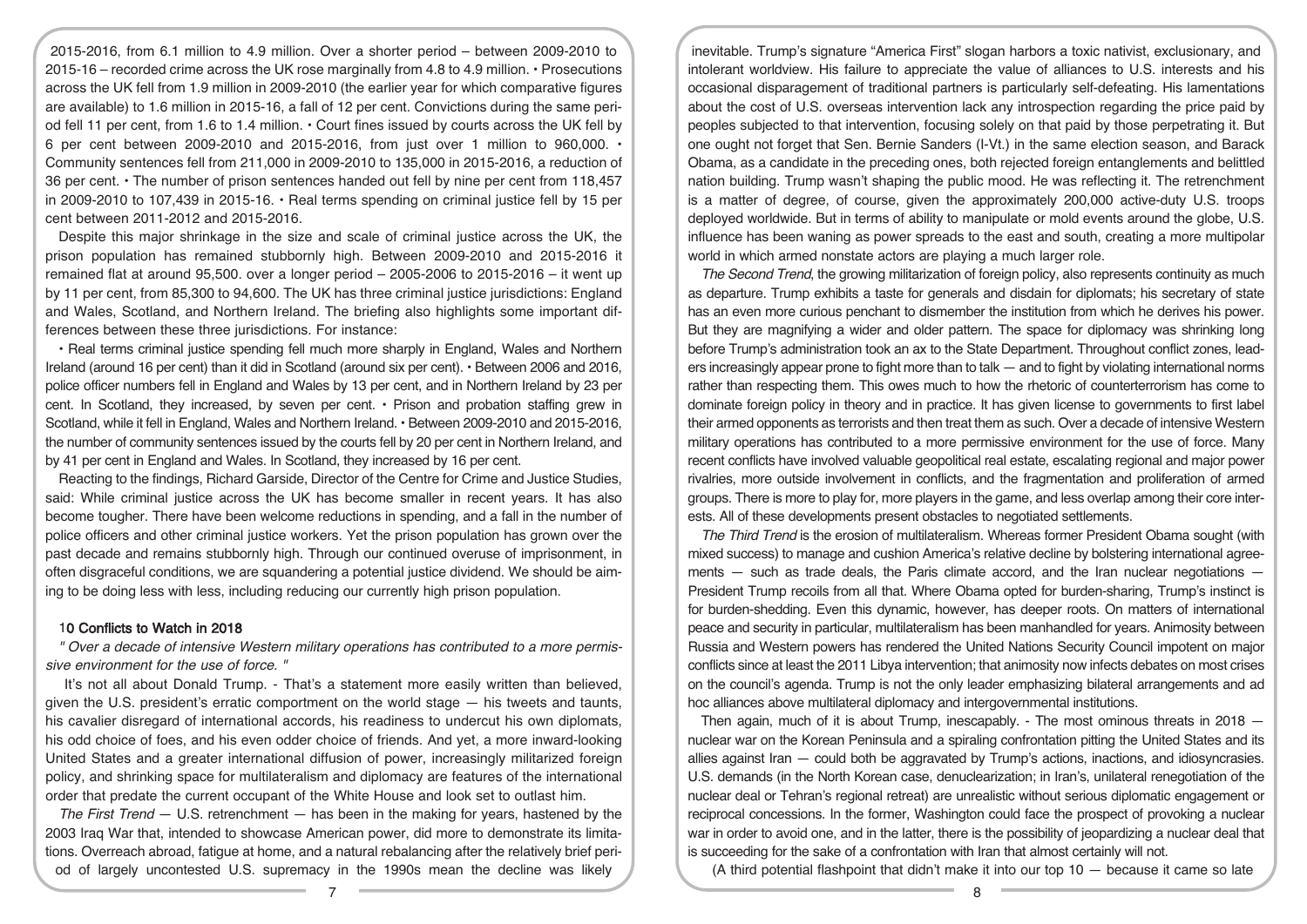2015-2016, from 6.1 million to 4.9 million. Over a shorter period – between 2009-2010 to 2015-16 – recorded crime across the UK rose marginally from 4.8 to 4.9 million. • Prosecutions across the UK fell from 1.9 million in 2009-2010 (the earlier year for which comparative figures are available) to 1.6 million in 2015-16, a fall of 12 per cent. Convictions during the same period fell 11 per cent, from 1.6 to 1.4 million. • Court fines issued by courts across the UK fell by 6 per cent between 2009-2010 and 2015-2016, from just over 1 million to 960,000. • Community sentences fell from 211,000 in 2009-2010 to 135,000 in 2015-2016, a reduction of 36 per cent. • The number of prison sentences handed out fell by nine per cent from 118,457 in 2009-2010 to 107,439 in 2015-16. • Real terms spending on criminal justice fell by 15 per cent between 2011-2012 and 2015-2016.

Despite this major shrinkage in the size and scale of criminal justice across the UK, the prison population has remained stubbornly high. Between 2009-2010 and 2015-2016 it remained flat at around 95,500. over a longer period – 2005-2006 to 2015-2016 – it went up by 11 per cent, from 85,300 to 94,600. The UK has three criminal justice jurisdictions: England and Wales, Scotland, and Northern Ireland. The briefing also highlights some important differences between these three jurisdictions. For instance:

• Real terms criminal justice spending fell much more sharply in England, Wales and Northern Ireland (around 16 per cent) than it did in Scotland (around six per cent). • Between 2006 and 2016, police officer numbers fell in England and Wales by 13 per cent, and in Northern Ireland by 23 per cent. In Scotland, they increased, by seven per cent. • Prison and probation staffing grew in Scotland, while it fell in England, Wales and Northern Ireland. • Between 2009-2010 and 2015-2016, the number of community sentences issued by the courts fell by 20 per cent in Northern Ireland, and by 41 per cent in England and Wales. In Scotland, they increased by 16 per cent.

Reacting to the findings, Richard Garside, Director of the Centre for Crime and Justice Studies, said: While criminal justice across the UK has become smaller in recent years. It has also become tougher. There have been welcome reductions in spending, and a fall in the number of police officers and other criminal justice workers. Yet the prison population has grown over the past decade and remains stubbornly high. Through our continued overuse of imprisonment, in often disgraceful conditions, we are squandering a potential justice dividend. We should be aiming to be doing less with less, including reducing our currently high prison population.

### 10 Conflicts to Watch in 2018

*" Over a decade of intensive Western military operations has contributed to a more permissive environment for the use of force. "*

It's not all about Donald Trump. - That's a statement more easily written than believed, given the U.S. president's erratic comportment on the world stage — his tweets and taunts, his cavalier disregard of international accords, his readiness to undercut his own diplomats, his odd choice of foes, and his even odder choice of friends. And yet, a more inward-looking United States and a greater international diffusion of power, increasingly militarized foreign policy, and shrinking space for multilateralism and diplomacy are features of the international order that predate the current occupant of the White House and look set to outlast him.

*The First Trend* — U.S. retrenchment — has been in the making for years, hastened by the 2003 Iraq War that, intended to showcase American power, did more to demonstrate its limitations. Overreach abroad, fatigue at home, and a natural rebalancing after the relatively brief period of largely uncontested U.S. supremacy in the 1990s mean the decline was likely inevitable. Trump's signature "America First" slogan harbors a toxic nativist, exclusionary, and intolerant worldview. His failure to appreciate the value of alliances to U.S. interests and his occasional disparagement of traditional partners is particularly self-defeating. His lamentations about the cost of U.S. overseas intervention lack any introspection regarding the price paid by peoples subjected to that intervention, focusing solely on that paid by those perpetrating it. But one ought not forget that Sen. Bernie Sanders (I-Vt.) in the same election season, and Barack Obama, as a candidate in the preceding ones, both rejected foreign entanglements and belittled nation building. Trump wasn't shaping the public mood. He was reflecting it. The retrenchment is a matter of degree, of course, given the approximately 200,000 active-duty U.S. troops deployed worldwide. But in terms of ability to manipulate or mold events around the globe, U.S. influence has been waning as power spreads to the east and south, creating a more multipolar world in which armed nonstate actors are playing a much larger role.

*The Second Trend*, the growing militarization of foreign policy, also represents continuity as much as departure. Trump exhibits a taste for generals and disdain for diplomats; his secretary of state has an even more curious penchant to dismember the institution from which he derives his power. But they are magnifying a wider and older pattern. The space for diplomacy was shrinking long before Trump's administration took an ax to the State Department. Throughout conflict zones, leaders increasingly appear prone to fight more than to talk — and to fight by violating international norms rather than respecting them. This owes much to how the rhetoric of counterterrorism has come to dominate foreign policy in theory and in practice. It has given license to governments to first label their armed opponents as terrorists and then treat them as such. Over a decade of intensive Western military operations has contributed to a more permissive environment for the use of force. Many recent conflicts have involved valuable geopolitical real estate, escalating regional and major power rivalries, more outside involvement in conflicts, and the fragmentation and proliferation of armed groups. There is more to play for, more players in the game, and less overlap among their core interests. All of these developments present obstacles to negotiated settlements.

*The Third Trend* is the erosion of multilateralism. Whereas former President Obama sought (with mixed success) to manage and cushion America's relative decline by bolstering international agreements — such as trade deals, the Paris climate accord, and the Iran nuclear negotiations — President Trump recoils from all that. Where Obama opted for burden-sharing, Trump's instinct is for burden-shedding. Even this dynamic, however, has deeper roots. On matters of international peace and security in particular, multilateralism has been manhandled for years. Animosity between Russia and Western powers has rendered the United Nations Security Council impotent on major conflicts since at least the 2011 Libya intervention; that animosity now infects debates on most crises on the council's agenda. Trump is not the only leader emphasizing bilateral arrangements and ad hoc alliances above multilateral diplomacy and intergovernmental institutions.

Then again, much of it is about Trump, inescapably. - The most ominous threats in 2018 — nuclear war on the Korean Peninsula and a spiraling confrontation pitting the United States and its allies against Iran — could both be aggravated by Trump's actions, inactions, and idiosyncrasies. U.S. demands (in the North Korean case, denuclearization; in Iran's, unilateral renegotiation of the nuclear deal or Tehran's regional retreat) are unrealistic without serious diplomatic engagement or reciprocal concessions. In the former, Washington could face the prospect of provoking a nuclear war in order to avoid one, and in the latter, there is the possibility of jeopardizing a nuclear deal that is succeeding for the sake of a confrontation with Iran that almost certainly will not.

(A third potential flashpoint that didn't make it into our top 10 — because it came so late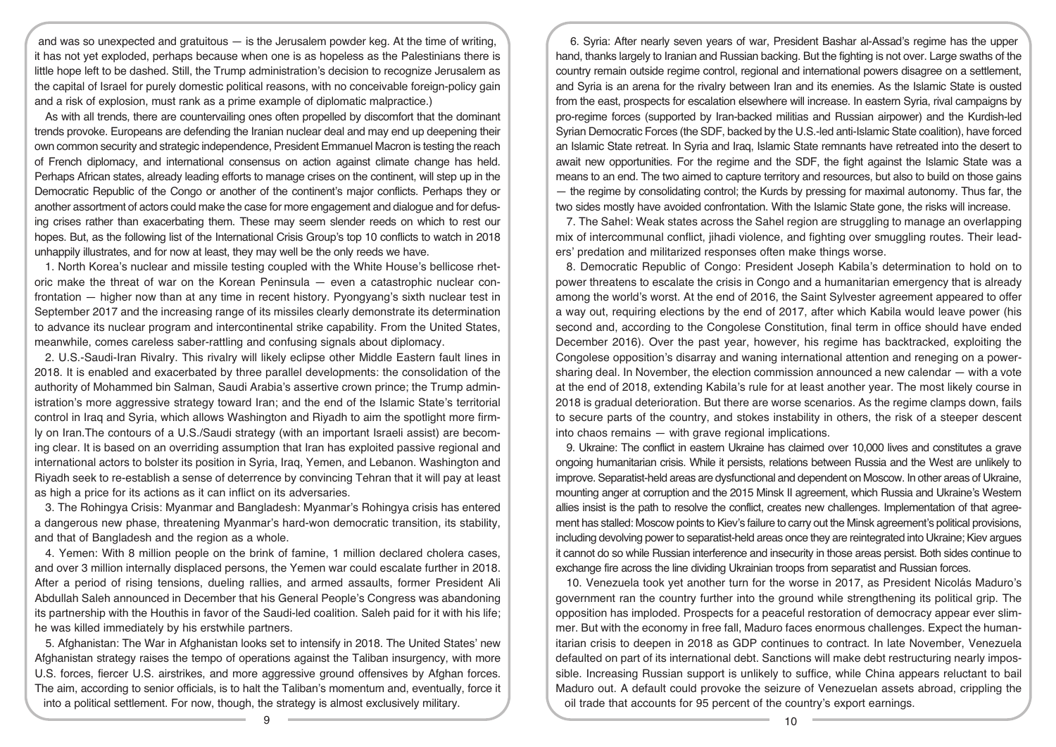and was so unexpected and gratuitous — is the Jerusalem powder keg. At the time of writing, it has not yet exploded, perhaps because when one is as hopeless as the Palestinians there is little hope left to be dashed. Still, the Trump administration's decision to recognize Jerusalem as the capital of Israel for purely domestic political reasons, with no conceivable foreign-policy gain and a risk of explosion, must rank as a prime example of diplomatic malpractice.)

As with all trends, there are countervailing ones often propelled by discomfort that the dominant trends provoke. Europeans are defending the Iranian nuclear deal and may end up deepening their own common security and strategic independence, President Emmanuel Macron is testing the reach of French diplomacy, and international consensus on action against climate change has held. Perhaps African states, already leading efforts to manage crises on the continent, will step up in the Democratic Republic of the Congo or another of the continent's major conflicts. Perhaps they or another assortment of actors could make the case for more engagement and dialogue and for defusing crises rather than exacerbating them. These may seem slender reeds on which to rest our hopes. But, as the following list of the International Crisis Group's top 10 conflicts to watch in 2018 unhappily illustrates, and for now at least, they may well be the only reeds we have.

1. North Korea's nuclear and missile testing coupled with the White House's bellicose rhetoric make the threat of war on the Korean Peninsula — even a catastrophic nuclear confrontation — higher now than at any time in recent history. Pyongyang's sixth nuclear test in September 2017 and the increasing range of its missiles clearly demonstrate its determination to advance its nuclear program and intercontinental strike capability. From the United States, meanwhile, comes careless saber-rattling and confusing signals about diplomacy.

2. U.S.-Saudi-Iran Rivalry. This rivalry will likely eclipse other Middle Eastern fault lines in 2018. It is enabled and exacerbated by three parallel developments: the consolidation of the authority of Mohammed bin Salman, Saudi Arabia's assertive crown prince; the Trump administration's more aggressive strategy toward Iran; and the end of the Islamic State's territorial control in Iraq and Syria, which allows Washington and Riyadh to aim the spotlight more firmly on Iran.The contours of a U.S./Saudi strategy (with an important Israeli assist) are becoming clear. It is based on an overriding assumption that Iran has exploited passive regional and international actors to bolster its position in Syria, Iraq, Yemen, and Lebanon. Washington and Riyadh seek to re-establish a sense of deterrence by convincing Tehran that it will pay at least as high a price for its actions as it can inflict on its adversaries.

3. The Rohingya Crisis: Myanmar and Bangladesh: Myanmar's Rohingya crisis has entered a dangerous new phase, threatening Myanmar's hard-won democratic transition, its stability, and that of Bangladesh and the region as a whole.

4. Yemen: With 8 million people on the brink of famine, 1 million declared cholera cases, and over 3 million internally displaced persons, the Yemen war could escalate further in 2018. After a period of rising tensions, dueling rallies, and armed assaults, former President Ali Abdullah Saleh announced in December that his General People's Congress was abandoning its partnership with the Houthis in favor of the Saudi-led coalition. Saleh paid for it with his life; he was killed immediately by his erstwhile partners.

5. Afghanistan: The War in Afghanistan looks set to intensify in 2018. The United States' new Afghanistan strategy raises the tempo of operations against the Taliban insurgency, with more U.S. forces, fiercer U.S. airstrikes, and more aggressive ground offensives by Afghan forces. The aim, according to senior officials, is to halt the Taliban's momentum and, eventually, force it into a political settlement. For now, though, the strategy is almost exclusively military.

6. Syria: After nearly seven years of war, President Bashar al-Assad's regime has the upper hand, thanks largely to Iranian and Russian backing. But the fighting is not over. Large swaths of the country remain outside regime control, regional and international powers disagree on a settlement, and Syria is an arena for the rivalry between Iran and its enemies. As the Islamic State is ousted from the east, prospects for escalation elsewhere will increase. In eastern Syria, rival campaigns by pro-regime forces (supported by Iran-backed militias and Russian airpower) and the Kurdish-led Syrian Democratic Forces (the SDF, backed by the U.S.-led anti-Islamic State coalition), have forced an Islamic State retreat. In Syria and Iraq, Islamic State remnants have retreated into the desert to await new opportunities. For the regime and the SDF, the fight against the Islamic State was a means to an end. The two aimed to capture territory and resources, but also to build on those gains — the regime by consolidating control; the Kurds by pressing for maximal autonomy. Thus far, the two sides mostly have avoided confrontation. With the Islamic State gone, the risks will increase.

7. The Sahel: Weak states across the Sahel region are struggling to manage an overlapping mix of intercommunal conflict, jihadi violence, and fighting over smuggling routes. Their leaders' predation and militarized responses often make things worse.

8. Democratic Republic of Congo: President Joseph Kabila's determination to hold on to power threatens to escalate the crisis in Congo and a humanitarian emergency that is already among the world's worst. At the end of 2016, the Saint Sylvester agreement appeared to offer a way out, requiring elections by the end of 2017, after which Kabila would leave power (his second and, according to the Congolese Constitution, final term in office should have ended December 2016). Over the past year, however, his regime has backtracked, exploiting the Congolese opposition's disarray and waning international attention and reneging on a power-sharing deal. In November, the election commission announced a new calendar — with a vote at the end of 2018, extending Kabila's rule for at least another year. The most likely course in 2018 is gradual deterioration. But there are worse scenarios. As the regime clamps down, fails to secure parts of the country, and stokes instability in others, the risk of a steeper descent into chaos remains — with grave regional implications.

9. Ukraine: The conflict in eastern Ukraine has claimed over 10,000 lives and constitutes a grave ongoing humanitarian crisis. While it persists, relations between Russia and the West are unlikely to improve. Separatist-held areas are dysfunctional and dependent on Moscow. In other areas of Ukraine, mounting anger at corruption and the 2015 Minsk II agreement, which Russia and Ukraine's Western allies insist is the path to resolve the conflict, creates new challenges. Implementation of that agreement has stalled: Moscow points to Kiev's failure to carry out the Minsk agreement's political provisions, including devolving power to separatist-held areas once they are reintegrated into Ukraine; Kiev argues it cannot do so while Russian interference and insecurity in those areas persist. Both sides continue to exchange fire across the line dividing Ukrainian troops from separatist and Russian forces.

10. Venezuela took yet another turn for the worse in 2017, as President Nicolás Maduro's government ran the country further into the ground while strengthening its political grip. The opposition has imploded. Prospects for a peaceful restoration of democracy appear ever slimmer. But with the economy in free fall, Maduro faces enormous challenges. Expect the humanitarian crisis to deepen in 2018 as GDP continues to contract. In late November, Venezuela defaulted on part of its international debt. Sanctions will make debt restructuring nearly impossible. Increasing Russian support is unlikely to suffice, while China appears reluctant to bail Maduro out. A default could provoke the seizure of Venezuelan assets abroad, crippling the oil trade that accounts for 95 percent of the country's export earnings.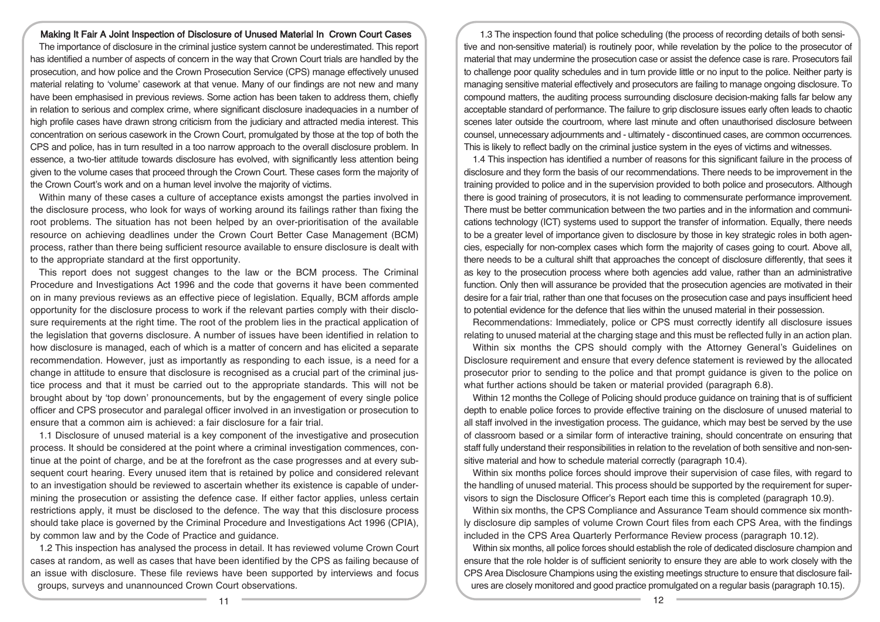### Making It Fair A Joint Inspection of Disclosure of Unused Material In Crown Court Cases

The importance of disclosure in the criminal justice system cannot be underestimated. This report has identified a number of aspects of concern in the way that Crown Court trials are handled by the prosecution, and how police and the Crown Prosecution Service (CPS) manage effectively unused material relating to 'volume' casework at that venue. Many of our findings are not new and many have been emphasised in previous reviews. Some action has been taken to address them, chiefly in relation to serious and complex crime, where significant disclosure inadequacies in a number of high profile cases have drawn strong criticism from the judiciary and attracted media interest. This concentration on serious casework in the Crown Court, promulgated by those at the top of both the CPS and police, has in turn resulted in a too narrow approach to the overall disclosure problem. In essence, a two-tier attitude towards disclosure has evolved, with significantly less attention being given to the volume cases that proceed through the Crown Court. These cases form the majority of the Crown Court's work and on a human level involve the majority of victims.

Within many of these cases a culture of acceptance exists amongst the parties involved in the disclosure process, who look for ways of working around its failings rather than fixing the root problems. The situation has not been helped by an over-prioritisation of the available resource on achieving deadlines under the Crown Court Better Case Management (BCM) process, rather than there being sufficient resource available to ensure disclosure is dealt with to the appropriate standard at the first opportunity.

This report does not suggest changes to the law or the BCM process. The Criminal Procedure and Investigations Act 1996 and the code that governs it have been commented on in many previous reviews as an effective piece of legislation. Equally, BCM affords ample opportunity for the disclosure process to work if the relevant parties comply with their disclosure requirements at the right time. The root of the problem lies in the practical application of the legislation that governs disclosure. A number of issues have been identified in relation to how disclosure is managed, each of which is a matter of concern and has elicited a separate recommendation. However, just as importantly as responding to each issue, is a need for a change in attitude to ensure that disclosure is recognised as a crucial part of the criminal justice process and that it must be carried out to the appropriate standards. This will not be brought about by 'top down' pronouncements, but by the engagement of every single police officer and CPS prosecutor and paralegal officer involved in an investigation or prosecution to ensure that a common aim is achieved: a fair disclosure for a fair trial.

1.1 Disclosure of unused material is a key component of the investigative and prosecution process. It should be considered at the point where a criminal investigation commences, continue at the point of charge, and be at the forefront as the case progresses and at every subsequent court hearing. Every unused item that is retained by police and considered relevant to an investigation should be reviewed to ascertain whether its existence is capable of undermining the prosecution or assisting the defence case. If either factor applies, unless certain restrictions apply, it must be disclosed to the defence. The way that this disclosure process should take place is governed by the Criminal Procedure and Investigations Act 1996 (CPIA), by common law and by the Code of Practice and guidance.

1.2 This inspection has analysed the process in detail. It has reviewed volume Crown Court cases at random, as well as cases that have been identified by the CPS as failing because of an issue with disclosure. These file reviews have been supported by interviews and focus groups, surveys and unannounced Crown Court observations.

1.3 The inspection found that police scheduling (the process of recording details of both sensitive and non-sensitive material) is routinely poor, while revelation by the police to the prosecutor of material that may undermine the prosecution case or assist the defence case is rare. Prosecutors fail to challenge poor quality schedules and in turn provide little or no input to the police. Neither party is managing sensitive material effectively and prosecutors are failing to manage ongoing disclosure. To compound matters, the auditing process surrounding disclosure decision-making falls far below any acceptable standard of performance. The failure to grip disclosure issues early often leads to chaotic scenes later outside the courtroom, where last minute and often unauthorised disclosure between counsel, unnecessary adjournments and - ultimately - discontinued cases, are common occurrences. This is likely to reflect badly on the criminal justice system in the eyes of victims and witnesses.

1.4 This inspection has identified a number of reasons for this significant failure in the process of disclosure and they form the basis of our recommendations. There needs to be improvement in the training provided to police and in the supervision provided to both police and prosecutors. Although there is good training of prosecutors, it is not leading to commensurate performance improvement. There must be better communication between the two parties and in the information and communications technology (ICT) systems used to support the transfer of information. Equally, there needs to be a greater level of importance given to disclosure by those in key strategic roles in both agencies, especially for non-complex cases which form the majority of cases going to court. Above all, there needs to be a cultural shift that approaches the concept of disclosure differently, that sees it as key to the prosecution process where both agencies add value, rather than an administrative function. Only then will assurance be provided that the prosecution agencies are motivated in their desire for a fair trial, rather than one that focuses on the prosecution case and pays insufficient heed to potential evidence for the defence that lies within the unused material in their possession.

Recommendations: Immediately, police or CPS must correctly identify all disclosure issues relating to unused material at the charging stage and this must be reflected fully in an action plan.

Within six months the CPS should comply with the Attorney General's Guidelines on Disclosure requirement and ensure that every defence statement is reviewed by the allocated prosecutor prior to sending to the police and that prompt guidance is given to the police on what further actions should be taken or material provided (paragraph 6.8).

Within 12 months the College of Policing should produce guidance on training that is of sufficient depth to enable police forces to provide effective training on the disclosure of unused material to all staff involved in the investigation process. The guidance, which may best be served by the use of classroom based or a similar form of interactive training, should concentrate on ensuring that staff fully understand their responsibilities in relation to the revelation of both sensitive and non-sensitive material and how to schedule material correctly (paragraph 10.4).

Within six months police forces should improve their supervision of case files, with regard to the handling of unused material. This process should be supported by the requirement for supervisors to sign the Disclosure Officer's Report each time this is completed (paragraph 10.9).

Within six months, the CPS Compliance and Assurance Team should commence six monthly disclosure dip samples of volume Crown Court files from each CPS Area, with the findings included in the CPS Area Quarterly Performance Review process (paragraph 10.12).

Within six months, all police forces should establish the role of dedicated disclosure champion and ensure that the role holder is of sufficient seniority to ensure they are able to work closely with the CPS Area Disclosure Champions using the existing meetings structure to ensure that disclosure failures are closely monitored and good practice promulgated on a regular basis (paragraph 10.15).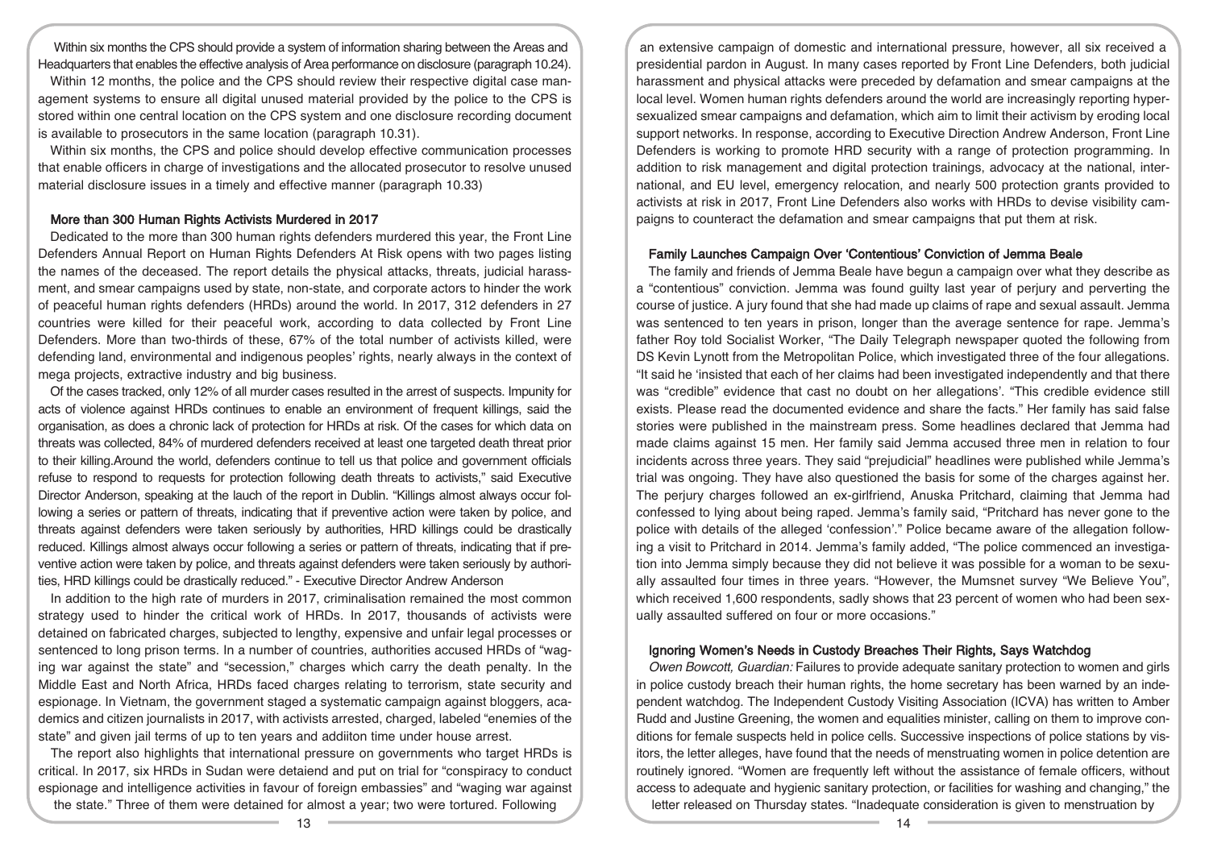Within six months the CPS should provide a system of information sharing between the Areas and Headquarters that enables the effective analysis of Area performance on disclosure (paragraph 10.24).

Within 12 months, the police and the CPS should review their respective digital case management systems to ensure all digital unused material provided by the police to the CPS is stored within one central location on the CPS system and one disclosure recording document is available to prosecutors in the same location (paragraph 10.31).

Within six months, the CPS and police should develop effective communication processes that enable officers in charge of investigations and the allocated prosecutor to resolve unused material disclosure issues in a timely and effective manner (paragraph 10.33)

### More than 300 Human Rights Activists Murdered in 2017

Dedicated to the more than 300 human rights defenders murdered this year, the Front Line Defenders Annual Report on Human Rights Defenders At Risk opens with two pages listing the names of the deceased. The report details the physical attacks, threats, judicial harassment, and smear campaigns used by state, non-state, and corporate actors to hinder the work of peaceful human rights defenders (HRDs) around the world. In 2017, 312 defenders in 27 countries were killed for their peaceful work, according to data collected by Front Line Defenders. More than two-thirds of these, 67% of the total number of activists killed, were defending land, environmental and indigenous peoples' rights, nearly always in the context of mega projects, extractive industry and big business.

Of the cases tracked, only 12% of all murder cases resulted in the arrest of suspects. Impunity for acts of violence against HRDs continues to enable an environment of frequent killings, said the organisation, as does a chronic lack of protection for HRDs at risk. Of the cases for which data on threats was collected, 84% of murdered defenders received at least one targeted death threat prior to their killing.Around the world, defenders continue to tell us that police and government officials refuse to respond to requests for protection following death threats to activists," said Executive Director Anderson, speaking at the lauch of the report in Dublin. "Killings almost always occur following a series or pattern of threats, indicating that if preventive action were taken by police, and threats against defenders were taken seriously by authorities, HRD killings could be drastically reduced. Killings almost always occur following a series or pattern of threats, indicating that if preventive action were taken by police, and threats against defenders were taken seriously by authorities, HRD killings could be drastically reduced." - Executive Director Andrew Anderson

In addition to the high rate of murders in 2017, criminalisation remained the most common strategy used to hinder the critical work of HRDs. In 2017, thousands of activists were detained on fabricated charges, subjected to lengthy, expensive and unfair legal processes or sentenced to long prison terms. In a number of countries, authorities accused HRDs of "waging war against the state" and "secession," charges which carry the death penalty. In the Middle East and North Africa, HRDs faced charges relating to terrorism, state security and espionage. In Vietnam, the government staged a systematic campaign against bloggers, academics and citizen journalists in 2017, with activists arrested, charged, labeled "enemies of the state" and given jail terms of up to ten years and addiiton time under house arrest.

The report also highlights that international pressure on governments who target HRDs is critical. In 2017, six HRDs in Sudan were detaiend and put on trial for "conspiracy to conduct espionage and intelligence activities in favour of foreign embassies" and "waging war against the state." Three of them were detained for almost a year; two were tortured. Following an extensive campaign of domestic and international pressure, however, all six received a presidential pardon in August. In many cases reported by Front Line Defenders, both judicial harassment and physical attacks were preceded by defamation and smear campaigns at the local level. Women human rights defenders around the world are increasingly reporting hypersexualized smear campaigns and defamation, which aim to limit their activism by eroding local support networks. In response, according to Executive Direction Andrew Anderson, Front Line Defenders is working to promote HRD security with a range of protection programming. In addition to risk management and digital protection trainings, advocacy at the national, international, and EU level, emergency relocation, and nearly 500 protection grants provided to activists at risk in 2017, Front Line Defenders also works with HRDs to devise visibility campaigns to counteract the defamation and smear campaigns that put them at risk.

### Family Launches Campaign Over 'Contentious' Conviction of Jemma Beale

The family and friends of Jemma Beale have begun a campaign over what they describe as a "contentious" conviction. Jemma was found guilty last year of perjury and perverting the course of justice. A jury found that she had made up claims of rape and sexual assault. Jemma was sentenced to ten years in prison, longer than the average sentence for rape. Jemma's father Roy told Socialist Worker, "The Daily Telegraph newspaper quoted the following from DS Kevin Lynott from the Metropolitan Police, which investigated three of the four allegations. "It said he 'insisted that each of her claims had been investigated independently and that there was "credible" evidence that cast no doubt on her allegations'. "This credible evidence still exists. Please read the documented evidence and share the facts." Her family has said false stories were published in the mainstream press. Some headlines declared that Jemma had made claims against 15 men. Her family said Jemma accused three men in relation to four incidents across three years. They said "prejudicial" headlines were published while Jemma's trial was ongoing. They have also questioned the basis for some of the charges against her. The perjury charges followed an ex-girlfriend, Anuska Pritchard, claiming that Jemma had confessed to lying about being raped. Jemma's family said, "Pritchard has never gone to the police with details of the alleged 'confession'." Police became aware of the allegation following a visit to Pritchard in 2014. Jemma's family added, "The police commenced an investigation into Jemma simply because they did not believe it was possible for a woman to be sexually assaulted four times in three years. "However, the Mumsnet survey "We Believe You", which received 1,600 respondents, sadly shows that 23 percent of women who had been sexually assaulted suffered on four or more occasions."

### Ignoring Women's Needs in Custody Breaches Their Rights, Says Watchdog

*Owen Bowcott, Guardian:* Failures to provide adequate sanitary protection to women and girls in police custody breach their human rights, the home secretary has been warned by an independent watchdog. The Independent Custody Visiting Association (ICVA) has written to Amber Rudd and Justine Greening, the women and equalities minister, calling on them to improve conditions for female suspects held in police cells. Successive inspections of police stations by visitors, the letter alleges, have found that the needs of menstruating women in police detention are routinely ignored. "Women are frequently left without the assistance of female officers, without access to adequate and hygienic sanitary protection, or facilities for washing and changing," the letter released on Thursday states. "Inadequate consideration is given to menstruation by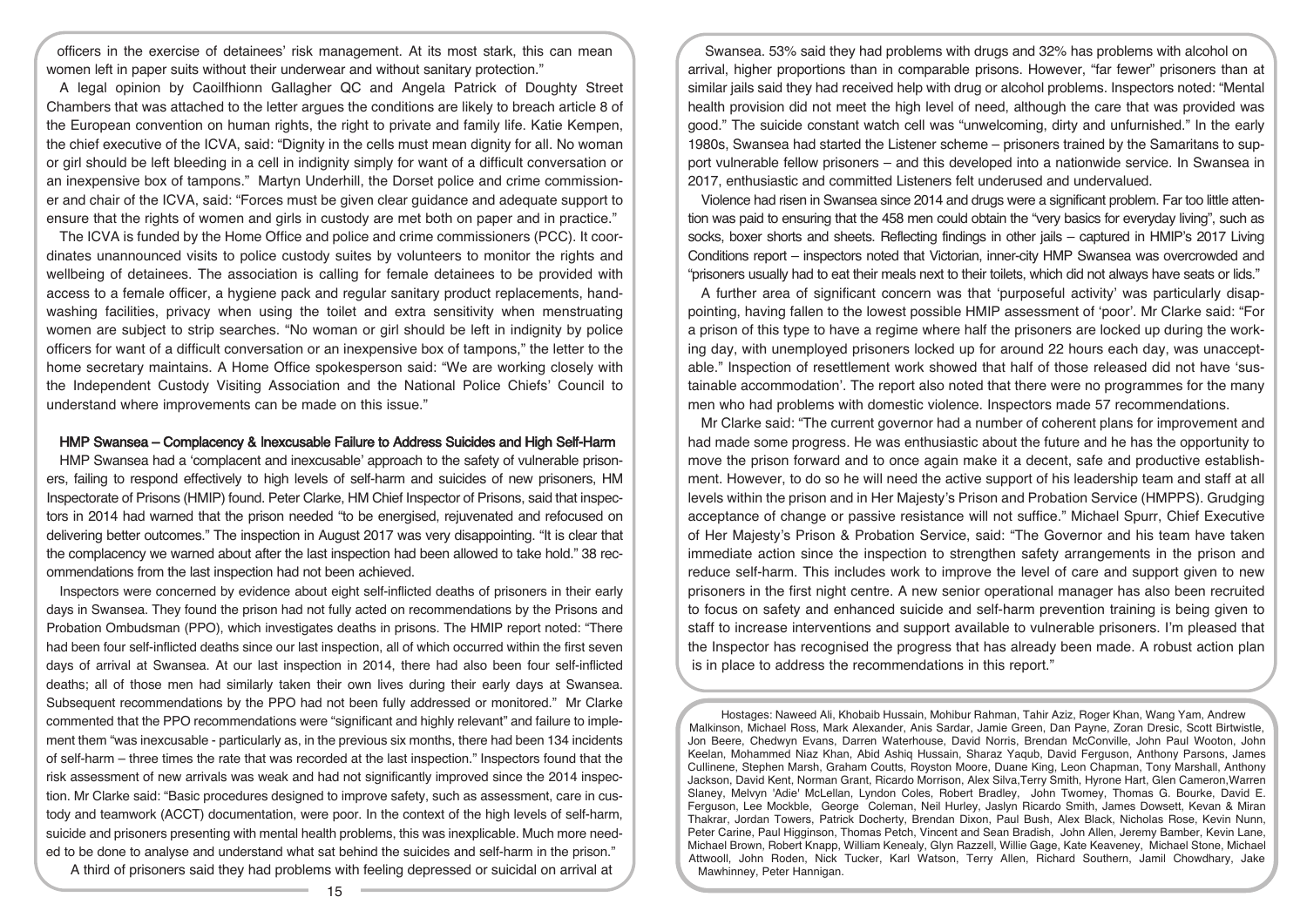officers in the exercise of detainees' risk management. At its most stark, this can mean women left in paper suits without their underwear and without sanitary protection."

A legal opinion by Caoilfhionn Gallagher QC and Angela Patrick of Doughty Street Chambers that was attached to the letter argues the conditions are likely to breach article 8 of the European convention on human rights, the right to private and family life. Katie Kempen, the chief executive of the ICVA, said: "Dignity in the cells must mean dignity for all. No woman or girl should be left bleeding in a cell in indignity simply for want of a difficult conversation or an inexpensive box of tampons." Martyn Underhill, the Dorset police and crime commissioner and chair of the ICVA, said: "Forces must be given clear guidance and adequate support to ensure that the rights of women and girls in custody are met both on paper and in practice."

The ICVA is funded by the Home Office and police and crime commissioners (PCC). It coordinates unannounced visits to police custody suites by volunteers to monitor the rights and wellbeing of detainees. The association is calling for female detainees to be provided with access to a female officer, a hygiene pack and regular sanitary product replacements, handwashing facilities, privacy when using the toilet and extra sensitivity when menstruating women are subject to strip searches. "No woman or girl should be left in indignity by police officers for want of a difficult conversation or an inexpensive box of tampons," the letter to the home secretary maintains. A Home Office spokesperson said: "We are working closely with the Independent Custody Visiting Association and the National Police Chiefs' Council to understand where improvements can be made on this issue."

### HMP Swansea – Complacency & Inexcusable Failure to Address Suicides and High Self-Harm

HMP Swansea had a 'complacent and inexcusable' approach to the safety of vulnerable prisoners, failing to respond effectively to high levels of self-harm and suicides of new prisoners, HM Inspectorate of Prisons (HMIP) found. Peter Clarke, HM Chief Inspector of Prisons, said that inspectors in 2014 had warned that the prison needed "to be energised, rejuvenated and refocused on delivering better outcomes." The inspection in August 2017 was very disappointing. "It is clear that the complacency we warned about after the last inspection had been allowed to take hold." 38 recommendations from the last inspection had not been achieved.

Inspectors were concerned by evidence about eight self-inflicted deaths of prisoners in their early days in Swansea. They found the prison had not fully acted on recommendations by the Prisons and Probation Ombudsman (PPO), which investigates deaths in prisons. The HMIP report noted: "There had been four self-inflicted deaths since our last inspection, all of which occurred within the first seven days of arrival at Swansea. At our last inspection in 2014, there had also been four self-inflicted deaths; all of those men had similarly taken their own lives during their early days at Swansea. Subsequent recommendations by the PPO had not been fully addressed or monitored." Mr Clarke commented that the PPO recommendations were "significant and highly relevant" and failure to implement them "was inexcusable - particularly as, in the previous six months, there had been 134 incidents of self-harm – three times the rate that was recorded at the last inspection." Inspectors found that the risk assessment of new arrivals was weak and had not significantly improved since the 2014 inspection. Mr Clarke said: "Basic procedures designed to improve safety, such as assessment, care in custody and teamwork (ACCT) documentation, were poor. In the context of the high levels of self-harm, suicide and prisoners presenting with mental health problems, this was inexplicable. Much more needed to be done to analyse and understand what sat behind the suicides and self-harm in the prison."

A third of prisoners said they had problems with feeling depressed or suicidal on arrival at Swansea. 53% said they had problems with drugs and 32% has problems with alcohol on arrival, higher proportions than in comparable prisons. However, "far fewer" prisoners than at similar jails said they had received help with drug or alcohol problems. Inspectors noted: "Mental health provision did not meet the high level of need, although the care that was provided was good." The suicide constant watch cell was "unwelcoming, dirty and unfurnished." In the early 1980s, Swansea had started the Listener scheme – prisoners trained by the Samaritans to support vulnerable fellow prisoners – and this developed into a nationwide service. In Swansea in 2017, enthusiastic and committed Listeners felt underused and undervalued.

Violence had risen in Swansea since 2014 and drugs were a significant problem. Far too little attention was paid to ensuring that the 458 men could obtain the "very basics for everyday living", such as socks, boxer shorts and sheets. Reflecting findings in other jails – captured in HMIP's 2017 Living Conditions report – inspectors noted that Victorian, inner-city HMP Swansea was overcrowded and "prisoners usually had to eat their meals next to their toilets, which did not always have seats or lids."

A further area of significant concern was that 'purposeful activity' was particularly disappointing, having fallen to the lowest possible HMIP assessment of 'poor'. Mr Clarke said: "For a prison of this type to have a regime where half the prisoners are locked up during the working day, with unemployed prisoners locked up for around 22 hours each day, was unacceptable." Inspection of resettlement work showed that half of those released did not have 'sustainable accommodation'. The report also noted that there were no programmes for the many men who had problems with domestic violence. Inspectors made 57 recommendations.

Mr Clarke said: "The current governor had a number of coherent plans for improvement and had made some progress. He was enthusiastic about the future and he has the opportunity to move the prison forward and to once again make it a decent, safe and productive establishment. However, to do so he will need the active support of his leadership team and staff at all levels within the prison and in Her Majesty's Prison and Probation Service (HMPPS). Grudging acceptance of change or passive resistance will not suffice." Michael Spurr, Chief Executive of Her Majesty's Prison & Probation Service, said: "The Governor and his team have taken immediate action since the inspection to strengthen safety arrangements in the prison and reduce self-harm. This includes work to improve the level of care and support given to new prisoners in the first night centre. A new senior operational manager has also been recruited to focus on safety and enhanced suicide and self-harm prevention training is being given to staff to increase interventions and support available to vulnerable prisoners. I'm pleased that the Inspector has recognised the progress that has already been made. A robust action plan is in place to address the recommendations in this report."

Hostages: Naweed Ali, Khobaib Hussain, Mohibur Rahman, Tahir Aziz, Roger Khan, Wang Yam, Andrew Malkinson, Michael Ross, Mark Alexander, Anis Sardar, Jamie Green, Dan Payne, Zoran Dresic, Scott Birtwistle, Jon Beere, Chedwyn Evans, Darren Waterhouse, David Norris, Brendan McConville, John Paul Wooton, John Keelan, Mohammed Niaz Khan, Abid Ashiq Hussain, Sharaz Yaqub, David Ferguson, Anthony Parsons, James Cullinene, Stephen Marsh, Graham Coutts, Royston Moore, Duane King, Leon Chapman, Tony Marshall, Anthony Jackson, David Kent, Norman Grant, Ricardo Morrison, Alex Silva,Terry Smith, Hyrone Hart, Glen Cameron,Warren Slaney, Melvyn 'Adie' McLellan, Lyndon Coles, Robert Bradley, John Twomey, Thomas G. Bourke, David E. Ferguson, Lee Mockble, George Coleman, Neil Hurley, Jaslyn Ricardo Smith, James Dowsett, Kevan & Miran Thakrar, Jordan Towers, Patrick Docherty, Brendan Dixon, Paul Bush, Alex Black, Nicholas Rose, Kevin Nunn, Peter Carine, Paul Higginson, Thomas Petch, Vincent and Sean Bradish, John Allen, Jeremy Bamber, Kevin Lane, Michael Brown, Robert Knapp, William Kenealy, Glyn Razzell, Willie Gage, Kate Keaveney, Michael Stone, Michael Attwooll, John Roden, Nick Tucker, Karl Watson, Terry Allen, Richard Southern, Jamil Chowdhary, Jake Mawhinney, Peter Hannigan.